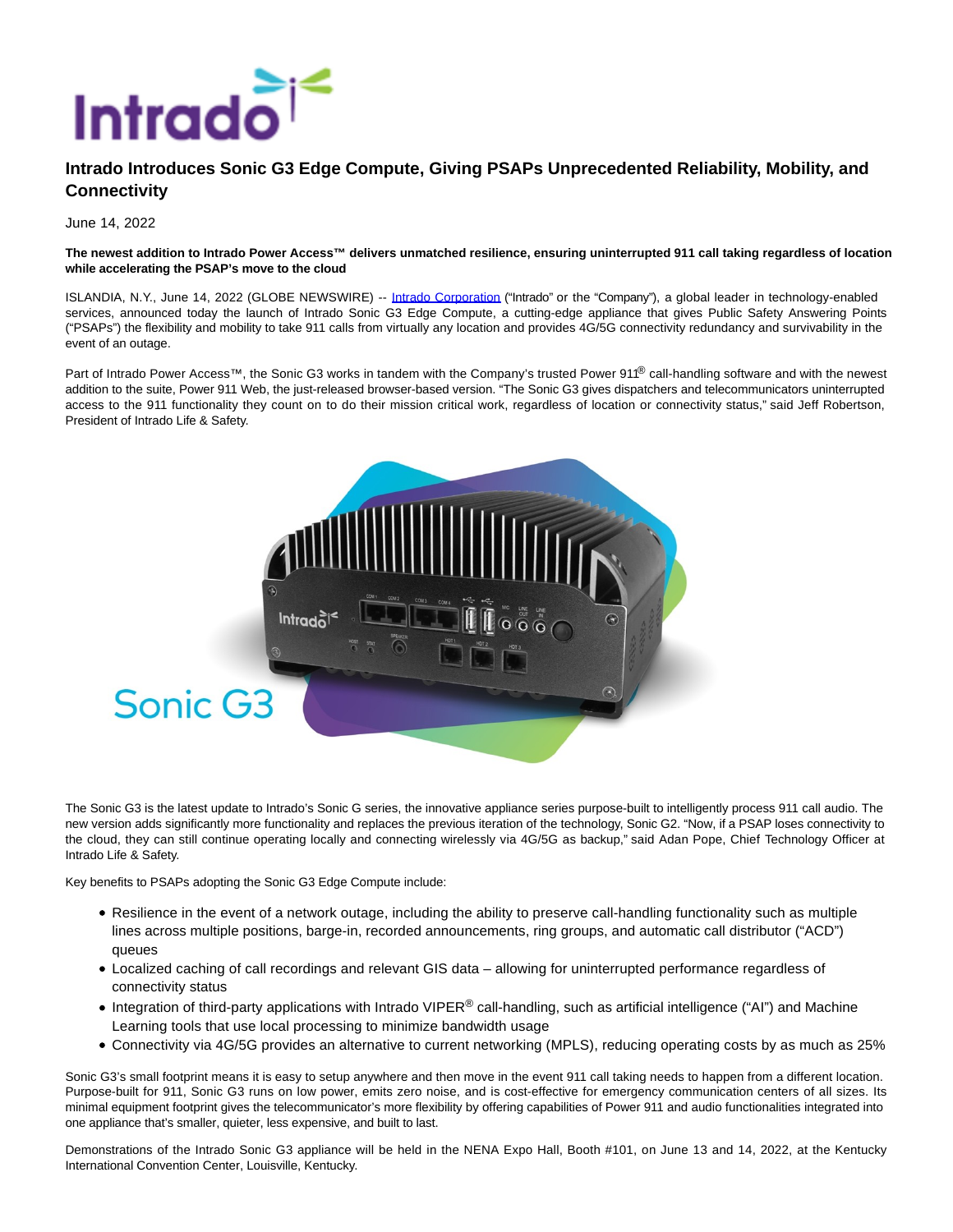# Intrado Introduces Sonic G3 Edge Compute, Giving PSAPs Unprecedented Reliability, Mobility, and Connectivity

June 14, 2022

**The newest addition to Intrado Power Access™ delivers unmatched resilience, ensuring uninterrupted 911 call taking regardless of location while accelerating the PSAP's move to the cloud**

ISLANDIA, N.Y., June 14, 2022 (GLOBE NEWSWIRE) -- Intrado Corporation ("Intrado" or the "Company"), a global leader in technology-enabled services, announced today the launch of Intrado Sonic G3 Edge Compute, a cutting-edge appliance that gives Public Safety Answering Points ("PSAPs") the flexibility and mobility to take 911 calls from virtually any location and provides 4G/5G connectivity redundancy and survivability in the event of an outage.

Part of Intrado Power Access™, the Sonic G3 works in tandem with the Company's trusted Power 911® call-handling software and with the newest addition to the suite, Power 911 Web, the just-released browser-based version. "The Sonic G3 gives dispatchers and telecommunicators uninterrupted access to the 911 functionality they count on to do their mission critical work, regardless of location or connectivity status," said Jeff Robertson, President of Intrado Life & Safety.

The Sonic G3 is the latest update to Intrado's Sonic G series, the innovative appliance series purpose-built to intelligently process 911 call audio. The new version adds significantly more functionality and replaces the previous iteration of the technology, Sonic G2. "Now, if a PSAP loses connectivity to the cloud, they can still continue operating locally and connecting wirelessly via 4G/5G as backup," said Adan Pope, Chief Technology Officer at Intrado Life & Safety.

Key benefits to PSAPs adopting the Sonic G3 Edge Compute include:

- Resilience in the event of a network outage, including the ability to preserve call-handling functionality such as multiple lines across multiple positions, barge-in, recorded announcements, ring groups, and automatic call distributor ("ACD") queues
- Localized caching of call recordings and relevant GIS data – allowing for uninterrupted performance regardless of connectivity status
- Integration of third-party applications with Intrado VIPER® call-handling, such as artificial intelligence ("AI") and Machine Learning tools that use local processing to minimize bandwidth usage
- Connectivity via 4G/5G provides an alternative to current networking (MPLS), reducing operating costs by as much as 25%

Sonic G3's small footprint means it is easy to setup anywhere and then move in the event 911 call taking needs to happen from a different location. Purpose-built for 911, Sonic G3 runs on low power, emits zero noise, and is cost-effective for emergency communication centers of all sizes. Its minimal equipment footprint gives the telecommunicator's more flexibility by offering capabilities of Power 911 and audio functionalities integrated into one appliance that's smaller, quieter, less expensive, and built to last.

Demonstrations of the Intrado Sonic G3 appliance will be held in the NENA Expo Hall, Booth #101, on June 13 and 14, 2022, at the Kentucky International Convention Center, Louisville, Kentucky.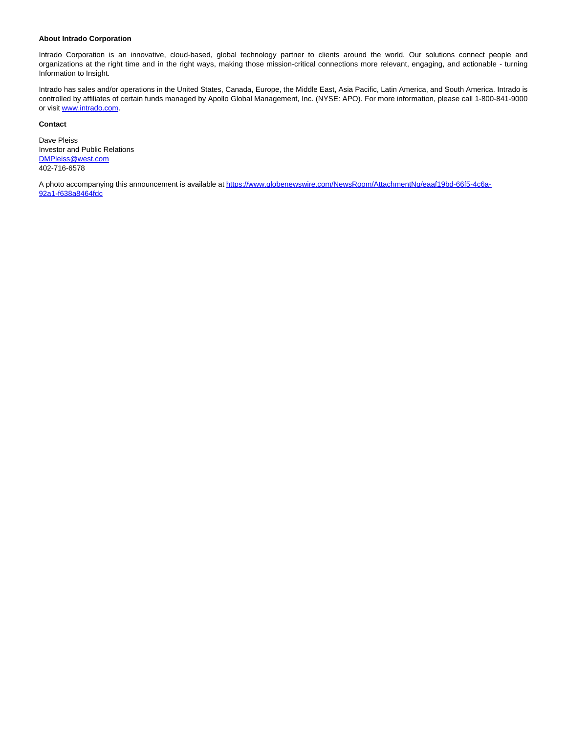**About Intrado Corporation**

Intrado Corporation is an innovative, cloud-based, global technology partner to clients around the world. Our solutions connect people and organizations at the right time and in the right ways, making those mission-critical connections more relevant, engaging, and actionable - turning Information to Insight.

Intrado has sales and/or operations in the United States, Canada, Europe, the Middle East, Asia Pacific, Latin America, and South America. Intrado is controlled by affiliates of certain funds managed by Apollo Global Management, Inc. (NYSE: APO). For more information, please call 1-800-841-9000 or visit [www.intrado.com](http://www.intrado.com).

**Contact**

Dave Pleiss
Investor and Public Relations
[DMPleiss@west.com](mailto:DMPleiss@west.com)
402-716-6578

A photo accompanying this announcement is available at [https://www.globenewswire.com/NewsRoom/AttachmentNg/eaaf19bd-66f5-4c6a-92a1-f638a8464fdc](https://www.globenewswire.com/NewsRoom/AttachmentNg/eaaf19bd-66f5-4c6a-92a1-f638a8464fdc)